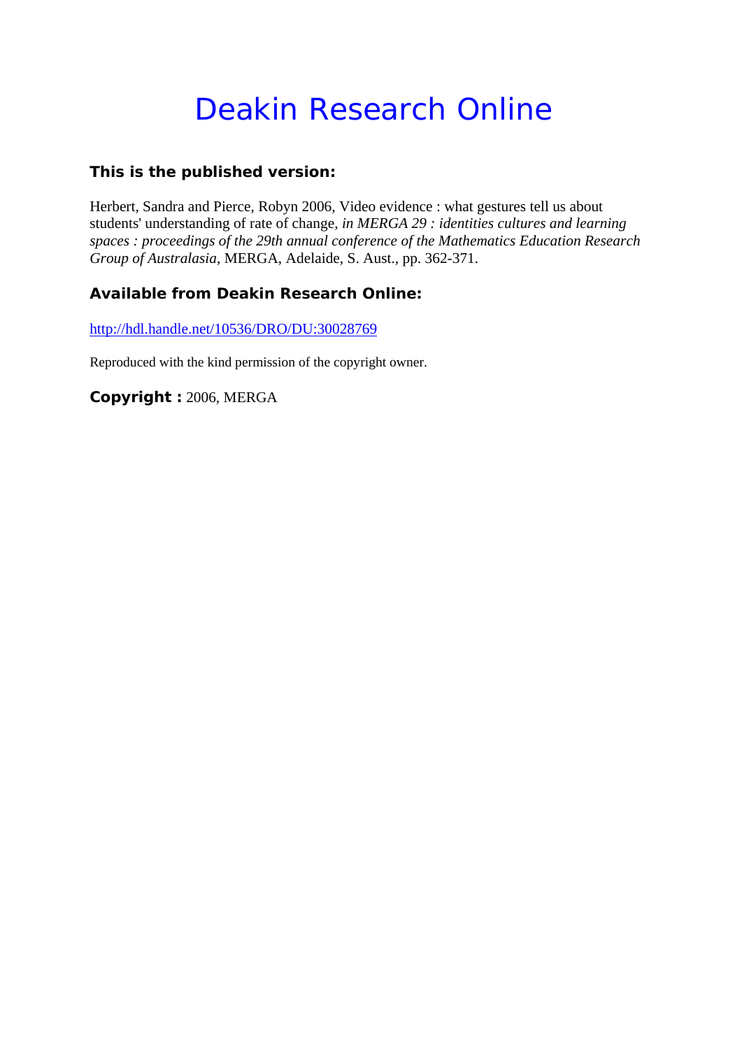# Deakin Research Online

### This is the published version:

Herbert, Sandra and Pierce, Robyn 2006, Video evidence : what gestures tell us about students' understanding of rate of change*, in MERGA 29 : identities cultures and learning spaces : proceedings of the 29th annual conference of the Mathematics Education Research Group of Australasia*, MERGA, Adelaide, S. Aust., pp. 362-371.

### Available from Deakin Research Online:

http://hdl.handle.net/10536/DRO/DU:30028769

Reproduced with the kind permission of the copyright owner.

**Copyright :** 2006, MERGA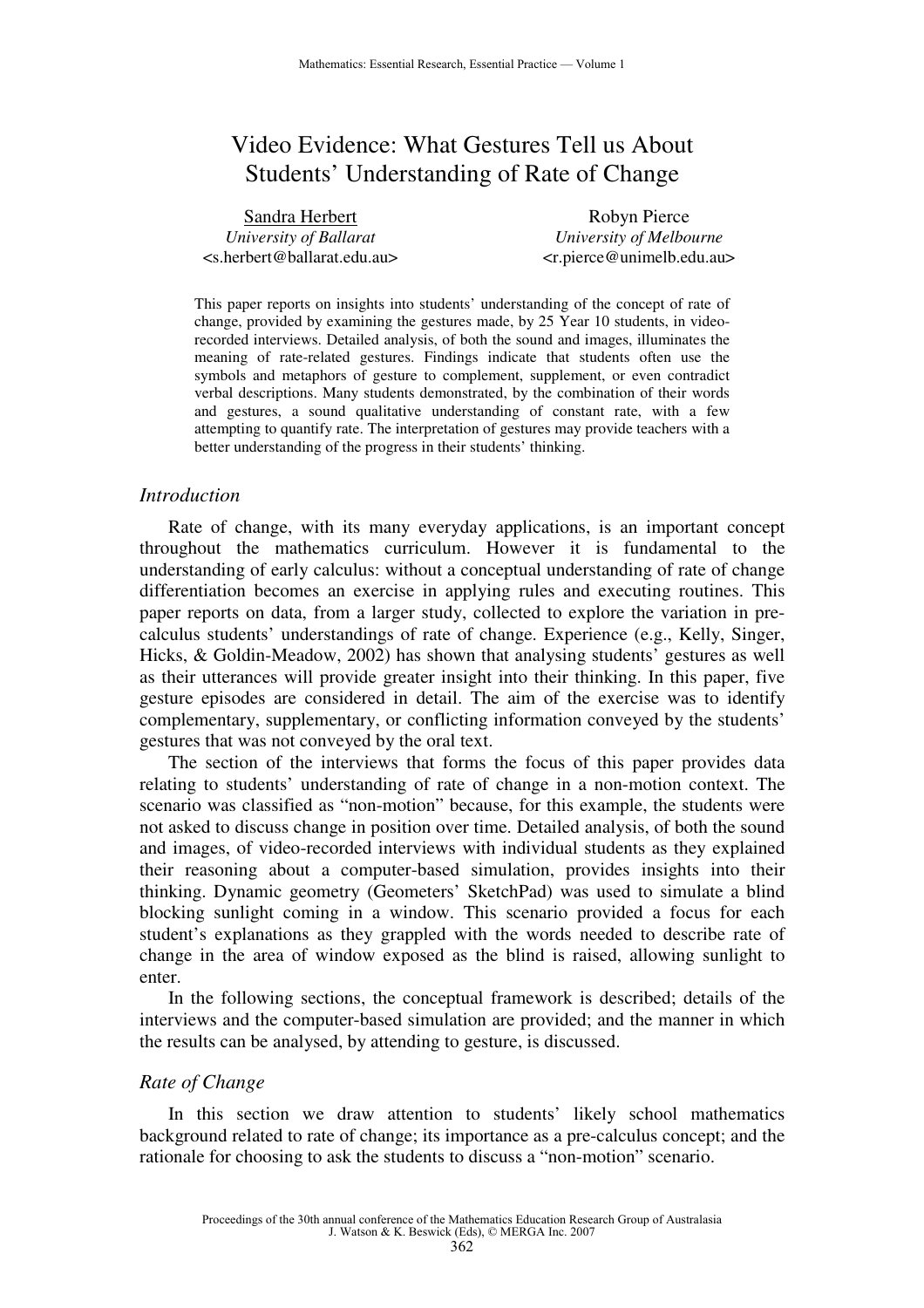# Video Evidence: What Gestures Tell us About Students' Understanding of Rate of Change

Sandra Herbert
*University of Ballarat*
<s.herbert@ballarat.edu.au>

Robyn Pierce
*University of Melbourne*
<r.pierce@unimelb.edu.au>

This paper reports on insights into students' understanding of the concept of rate of change, provided by examining the gestures made, by 25 Year 10 students, in video-recorded interviews. Detailed analysis, of both the sound and images, illuminates the meaning of rate-related gestures. Findings indicate that students often use the symbols and metaphors of gesture to complement, supplement, or even contradict verbal descriptions. Many students demonstrated, by the combination of their words and gestures, a sound qualitative understanding of constant rate, with a few attempting to quantify rate. The interpretation of gestures may provide teachers with a better understanding of the progress in their students' thinking.

## *Introduction*

Rate of change, with its many everyday applications, is an important concept throughout the mathematics curriculum. However it is fundamental to the understanding of early calculus: without a conceptual understanding of rate of change differentiation becomes an exercise in applying rules and executing routines. This paper reports on data, from a larger study, collected to explore the variation in pre-calculus students' understandings of rate of change. Experience (e.g., Kelly, Singer, Hicks, & Goldin-Meadow, 2002) has shown that analysing students' gestures as well as their utterances will provide greater insight into their thinking. In this paper, five gesture episodes are considered in detail. The aim of the exercise was to identify complementary, supplementary, or conflicting information conveyed by the students' gestures that was not conveyed by the oral text.

The section of the interviews that forms the focus of this paper provides data relating to students' understanding of rate of change in a non-motion context. The scenario was classified as "non-motion" because, for this example, the students were not asked to discuss change in position over time. Detailed analysis, of both the sound and images, of video-recorded interviews with individual students as they explained their reasoning about a computer-based simulation, provides insights into their thinking. Dynamic geometry (Geometers' SketchPad) was used to simulate a blind blocking sunlight coming in a window. This scenario provided a focus for each student's explanations as they grappled with the words needed to describe rate of change in the area of window exposed as the blind is raised, allowing sunlight to enter.

In the following sections, the conceptual framework is described; details of the interviews and the computer-based simulation are provided; and the manner in which the results can be analysed, by attending to gesture, is discussed.

## *Rate of Change*

In this section we draw attention to students' likely school mathematics background related to rate of change; its importance as a pre-calculus concept; and the rationale for choosing to ask the students to discuss a "non-motion" scenario.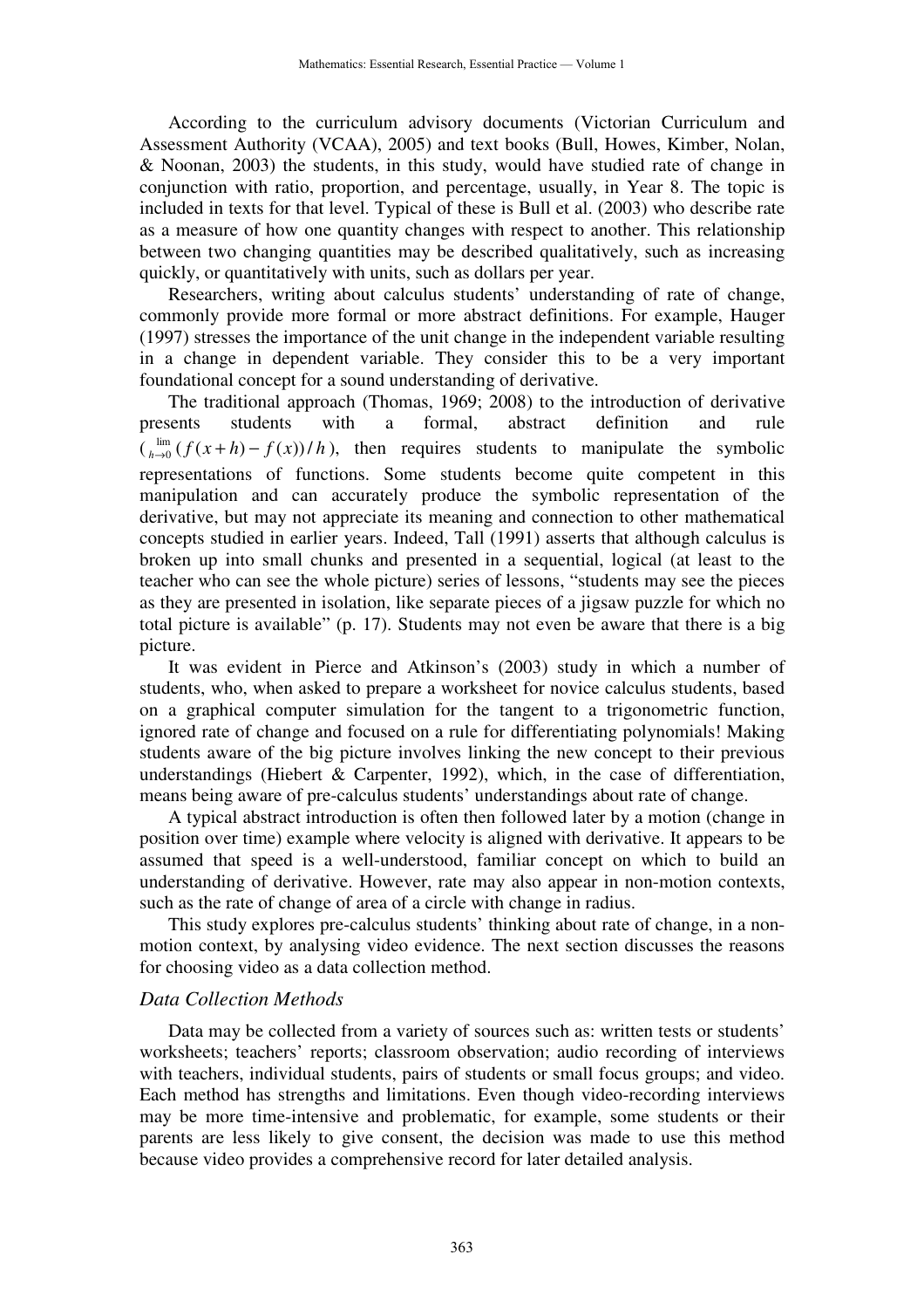According to the curriculum advisory documents (Victorian Curriculum and Assessment Authority (VCAA), 2005) and text books (Bull, Howes, Kimber, Nolan, & Noonan, 2003) the students, in this study, would have studied rate of change in conjunction with ratio, proportion, and percentage, usually, in Year 8. The topic is included in texts for that level. Typical of these is Bull et al. (2003) who describe rate as a measure of how one quantity changes with respect to another. This relationship between two changing quantities may be described qualitatively, such as increasing quickly, or quantitatively with units, such as dollars per year.

Researchers, writing about calculus students' understanding of rate of change, commonly provide more formal or more abstract definitions. For example, Hauger (1997) stresses the importance of the unit change in the independent variable resulting in a change in dependent variable. They consider this to be a very important foundational concept for a sound understanding of derivative.

The traditional approach (Thomas, 1969; 2008) to the introduction of derivative presents students with a formal, abstract definition and rule ($\lim_{h \to 0} (f(x+h) - f(x))/h$), then requires students to manipulate the symbolic representations of functions. Some students become quite competent in this manipulation and can accurately produce the symbolic representation of the derivative, but may not appreciate its meaning and connection to other mathematical concepts studied in earlier years. Indeed, Tall (1991) asserts that although calculus is broken up into small chunks and presented in a sequential, logical (at least to the teacher who can see the whole picture) series of lessons, "students may see the pieces as they are presented in isolation, like separate pieces of a jigsaw puzzle for which no total picture is available" (p. 17). Students may not even be aware that there is a big picture.

It was evident in Pierce and Atkinson's (2003) study in which a number of students, who, when asked to prepare a worksheet for novice calculus students, based on a graphical computer simulation for the tangent to a trigonometric function, ignored rate of change and focused on a rule for differentiating polynomials! Making students aware of the big picture involves linking the new concept to their previous understandings (Hiebert & Carpenter, 1992), which, in the case of differentiation, means being aware of pre-calculus students' understandings about rate of change.

A typical abstract introduction is often then followed later by a motion (change in position over time) example where velocity is aligned with derivative. It appears to be assumed that speed is a well-understood, familiar concept on which to build an understanding of derivative. However, rate may also appear in non-motion contexts, such as the rate of change of area of a circle with change in radius.

This study explores pre-calculus students' thinking about rate of change, in a non-motion context, by analysing video evidence. The next section discusses the reasons for choosing video as a data collection method.

### *Data Collection Methods*

Data may be collected from a variety of sources such as: written tests or students' worksheets; teachers' reports; classroom observation; audio recording of interviews with teachers, individual students, pairs of students or small focus groups; and video. Each method has strengths and limitations. Even though video-recording interviews may be more time-intensive and problematic, for example, some students or their parents are less likely to give consent, the decision was made to use this method because video provides a comprehensive record for later detailed analysis.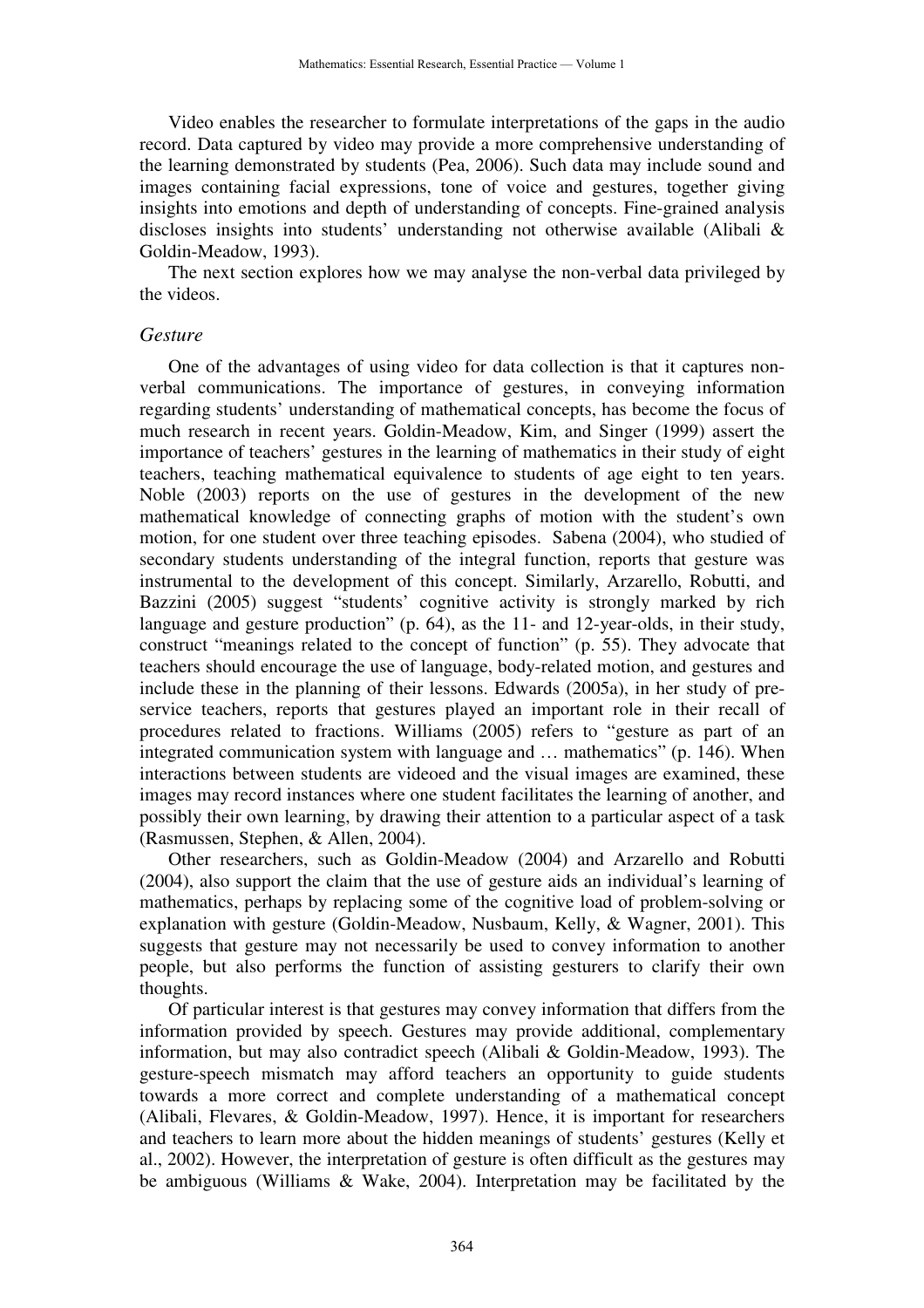Video enables the researcher to formulate interpretations of the gaps in the audio record. Data captured by video may provide a more comprehensive understanding of the learning demonstrated by students (Pea, 2006). Such data may include sound and images containing facial expressions, tone of voice and gestures, together giving insights into emotions and depth of understanding of concepts. Fine-grained analysis discloses insights into students' understanding not otherwise available (Alibali & Goldin-Meadow, 1993).

The next section explores how we may analyse the non-verbal data privileged by the videos.

### *Gesture*

One of the advantages of using video for data collection is that it captures non-verbal communications. The importance of gestures, in conveying information regarding students' understanding of mathematical concepts, has become the focus of much research in recent years. Goldin-Meadow, Kim, and Singer (1999) assert the importance of teachers' gestures in the learning of mathematics in their study of eight teachers, teaching mathematical equivalence to students of age eight to ten years. Noble (2003) reports on the use of gestures in the development of the new mathematical knowledge of connecting graphs of motion with the student's own motion, for one student over three teaching episodes. Sabena (2004), who studied of secondary students understanding of the integral function, reports that gesture was instrumental to the development of this concept. Similarly, Arzarello, Robutti, and Bazzini (2005) suggest "students' cognitive activity is strongly marked by rich language and gesture production" (p. 64), as the 11- and 12-year-olds, in their study, construct "meanings related to the concept of function" (p. 55). They advocate that teachers should encourage the use of language, body-related motion, and gestures and include these in the planning of their lessons. Edwards (2005a), in her study of pre-service teachers, reports that gestures played an important role in their recall of procedures related to fractions. Williams (2005) refers to "gesture as part of an integrated communication system with language and … mathematics" (p. 146). When interactions between students are videoed and the visual images are examined, these images may record instances where one student facilitates the learning of another, and possibly their own learning, by drawing their attention to a particular aspect of a task (Rasmussen, Stephen, & Allen, 2004).

Other researchers, such as Goldin-Meadow (2004) and Arzarello and Robutti (2004), also support the claim that the use of gesture aids an individual's learning of mathematics, perhaps by replacing some of the cognitive load of problem-solving or explanation with gesture (Goldin-Meadow, Nusbaum, Kelly, & Wagner, 2001). This suggests that gesture may not necessarily be used to convey information to another people, but also performs the function of assisting gesturers to clarify their own thoughts.

Of particular interest is that gestures may convey information that differs from the information provided by speech. Gestures may provide additional, complementary information, but may also contradict speech (Alibali & Goldin-Meadow, 1993). The gesture-speech mismatch may afford teachers an opportunity to guide students towards a more correct and complete understanding of a mathematical concept (Alibali, Flevares, & Goldin-Meadow, 1997). Hence, it is important for researchers and teachers to learn more about the hidden meanings of students' gestures (Kelly et al., 2002). However, the interpretation of gesture is often difficult as the gestures may be ambiguous (Williams & Wake, 2004). Interpretation may be facilitated by the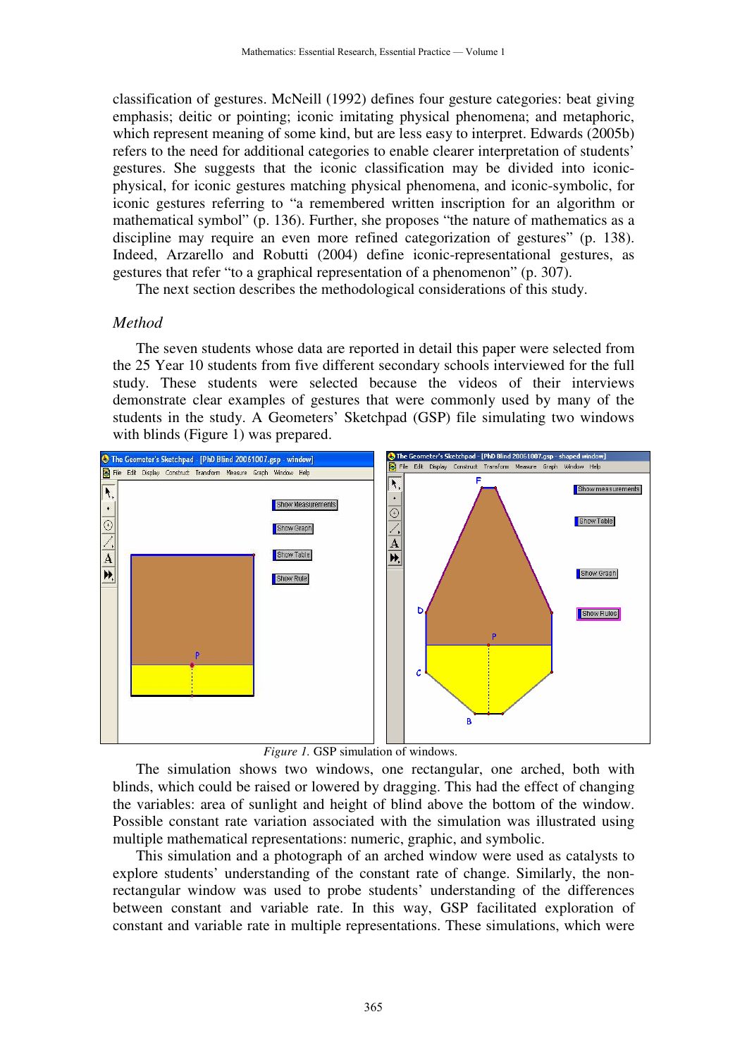classification of gestures. McNeill (1992) defines four gesture categories: beat giving emphasis; deitic or pointing; iconic imitating physical phenomena; and metaphoric, which represent meaning of some kind, but are less easy to interpret. Edwards (2005b) refers to the need for additional categories to enable clearer interpretation of students' gestures. She suggests that the iconic classification may be divided into iconic-physical, for iconic gestures matching physical phenomena, and iconic-symbolic, for iconic gestures referring to "a remembered written inscription for an algorithm or mathematical symbol" (p. 136). Further, she proposes "the nature of mathematics as a discipline may require an even more refined categorization of gestures" (p. 138). Indeed, Arzarello and Robutti (2004) define iconic-representational gestures, as gestures that refer "to a graphical representation of a phenomenon" (p. 307).

The next section describes the methodological considerations of this study.

## *Method*

The seven students whose data are reported in detail this paper were selected from the 25 Year 10 students from five different secondary schools interviewed for the full study. These students were selected because the videos of their interviews demonstrate clear examples of gestures that were commonly used by many of the students in the study. A Geometers' Sketchpad (GSP) file simulating two windows with blinds (Figure 1) was prepared.

*Figure 1.* GSP simulation of windows.

The simulation shows two windows, one rectangular, one arched, both with blinds, which could be raised or lowered by dragging. This had the effect of changing the variables: area of sunlight and height of blind above the bottom of the window. Possible constant rate variation associated with the simulation was illustrated using multiple mathematical representations: numeric, graphic, and symbolic.

This simulation and a photograph of an arched window were used as catalysts to explore students' understanding of the constant rate of change. Similarly, the non-rectangular window was used to probe students' understanding of the differences between constant and variable rate. In this way, GSP facilitated exploration of constant and variable rate in multiple representations. These simulations, which were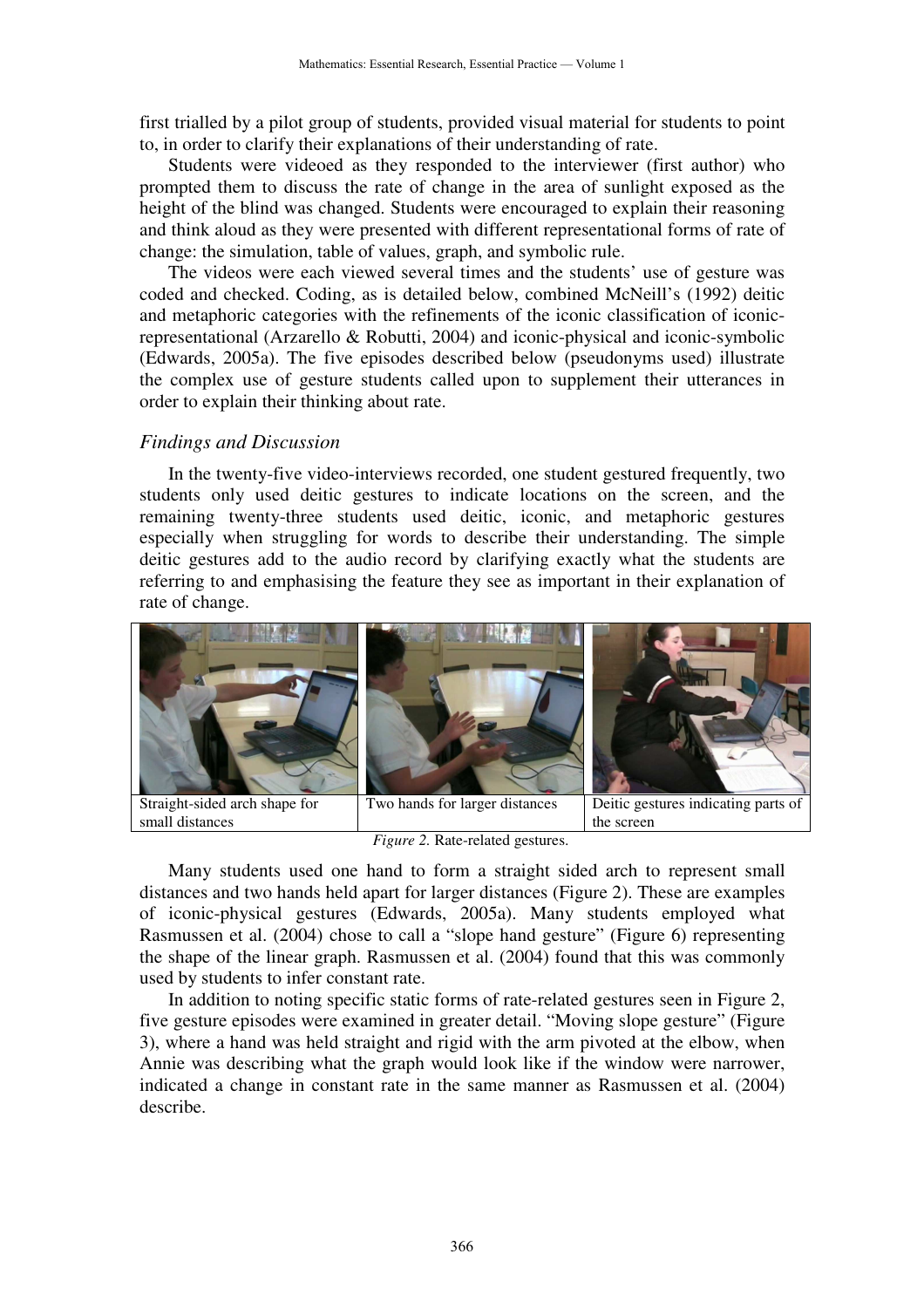first trialled by a pilot group of students, provided visual material for students to point to, in order to clarify their explanations of their understanding of rate.

Students were videoed as they responded to the interviewer (first author) who prompted them to discuss the rate of change in the area of sunlight exposed as the height of the blind was changed. Students were encouraged to explain their reasoning and think aloud as they were presented with different representational forms of rate of change: the simulation, table of values, graph, and symbolic rule.

The videos were each viewed several times and the students' use of gesture was coded and checked. Coding, as is detailed below, combined McNeill's (1992) deitic and metaphoric categories with the refinements of the iconic classification of iconic-representational (Arzarello & Robutti, 2004) and iconic-physical and iconic-symbolic (Edwards, 2005a). The five episodes described below (pseudonyms used) illustrate the complex use of gesture students called upon to supplement their utterances in order to explain their thinking about rate.

### *Findings and Discussion*

In the twenty-five video-interviews recorded, one student gestured frequently, two students only used deitic gestures to indicate locations on the screen, and the remaining twenty-three students used deitic, iconic, and metaphoric gestures especially when struggling for words to describe their understanding. The simple deitic gestures add to the audio record by clarifying exactly what the students are referring to and emphasising the feature they see as important in their explanation of rate of change.

| Straight-sided arch shape for small distances | Two hands for larger distances | Deitic gestures indicating parts of the screen |
|---|---|---|

*Figure 2.* Rate-related gestures.

Many students used one hand to form a straight sided arch to represent small distances and two hands held apart for larger distances (Figure 2). These are examples of iconic-physical gestures (Edwards, 2005a). Many students employed what Rasmussen et al. (2004) chose to call a "slope hand gesture" (Figure 6) representing the shape of the linear graph. Rasmussen et al. (2004) found that this was commonly used by students to infer constant rate.

In addition to noting specific static forms of rate-related gestures seen in Figure 2, five gesture episodes were examined in greater detail. "Moving slope gesture" (Figure 3), where a hand was held straight and rigid with the arm pivoted at the elbow, when Annie was describing what the graph would look like if the window were narrower, indicated a change in constant rate in the same manner as Rasmussen et al. (2004) describe.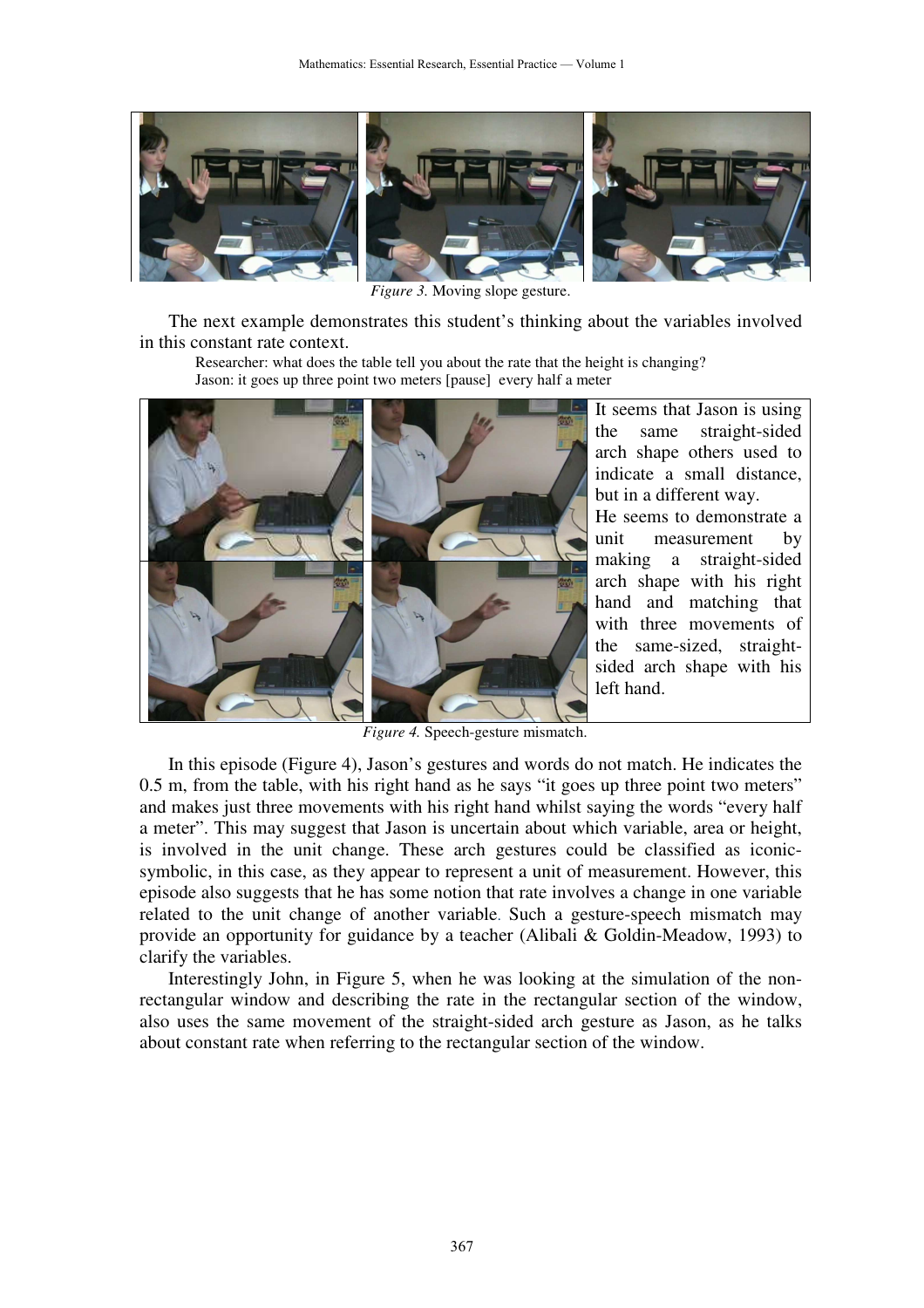*Figure 3.* Moving slope gesture.

The next example demonstrates this student's thinking about the variables involved in this constant rate context.

> Researcher: what does the table tell you about the rate that the height is changing?
> Jason: it goes up three point two meters [pause] every half a meter

It seems that Jason is using the same straight-sided arch shape others used to indicate a small distance, but in a different way. He seems to demonstrate a unit measurement by making a straight-sided arch shape with his right hand and matching that with three movements of the same-sized, straight-sided arch shape with his left hand.

*Figure 4.* Speech-gesture mismatch.

In this episode (Figure 4), Jason's gestures and words do not match. He indicates the 0.5 m, from the table, with his right hand as he says "it goes up three point two meters" and makes just three movements with his right hand whilst saying the words "every half a meter". This may suggest that Jason is uncertain about which variable, area or height, is involved in the unit change. These arch gestures could be classified as iconic-symbolic, in this case, as they appear to represent a unit of measurement. However, this episode also suggests that he has some notion that rate involves a change in one variable related to the unit change of another variable. Such a gesture-speech mismatch may provide an opportunity for guidance by a teacher (Alibali & Goldin-Meadow, 1993) to clarify the variables.

Interestingly John, in Figure 5, when he was looking at the simulation of the non-rectangular window and describing the rate in the rectangular section of the window, also uses the same movement of the straight-sided arch gesture as Jason, as he talks about constant rate when referring to the rectangular section of the window.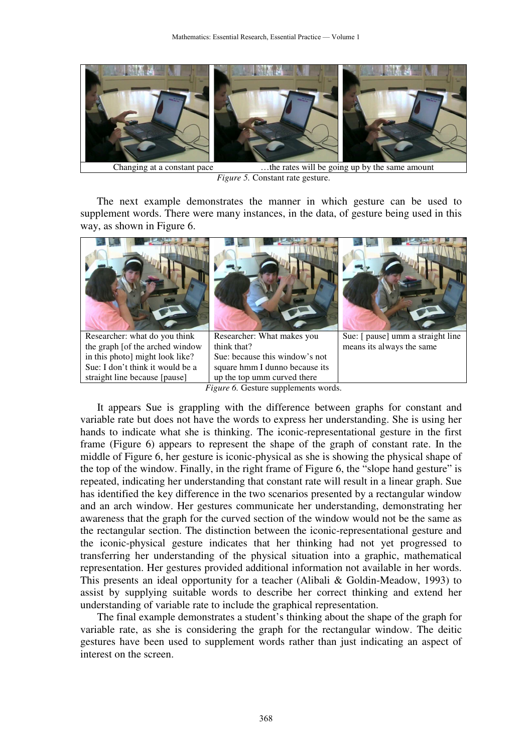| Changing at a constant pace | | …the rates will be going up by the same amount |
|---|---|---|

*Figure 5.* Constant rate gesture.

The next example demonstrates the manner in which gesture can be used to supplement words. There were many instances, in the data, of gesture being used in this way, as shown in Figure 6.

| Researcher: what do you think the graph [of the arched window in this photo] might look like? Sue: I don't think it would be a straight line because [pause] | Researcher: What makes you think that? Sue: because this window's not square hmm I dunno because its up the top umm curved there | Sue: [ pause] umm a straight line means its always the same |
|---|---|---|

*Figure 6.* Gesture supplements words.

It appears Sue is grappling with the difference between graphs for constant and variable rate but does not have the words to express her understanding. She is using her hands to indicate what she is thinking. The iconic-representational gesture in the first frame (Figure 6) appears to represent the shape of the graph of constant rate. In the middle of Figure 6, her gesture is iconic-physical as she is showing the physical shape of the top of the window. Finally, in the right frame of Figure 6, the "slope hand gesture" is repeated, indicating her understanding that constant rate will result in a linear graph. Sue has identified the key difference in the two scenarios presented by a rectangular window and an arch window. Her gestures communicate her understanding, demonstrating her awareness that the graph for the curved section of the window would not be the same as the rectangular section. The distinction between the iconic-representational gesture and the iconic-physical gesture indicates that her thinking had not yet progressed to transferring her understanding of the physical situation into a graphic, mathematical representation. Her gestures provided additional information not available in her words. This presents an ideal opportunity for a teacher (Alibali & Goldin-Meadow, 1993) to assist by supplying suitable words to describe her correct thinking and extend her understanding of variable rate to include the graphical representation.

The final example demonstrates a student's thinking about the shape of the graph for variable rate, as she is considering the graph for the rectangular window. The deitic gestures have been used to supplement words rather than just indicating an aspect of interest on the screen.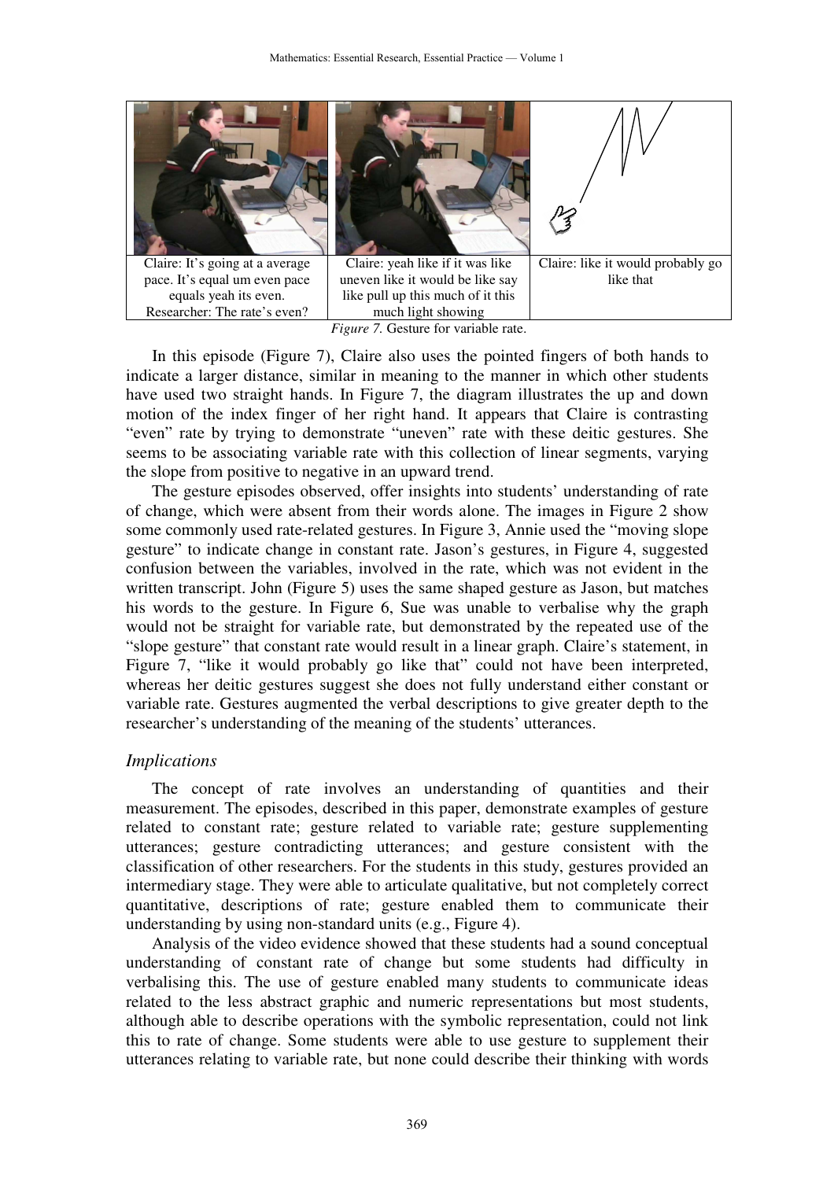| Claire: It's going at a average pace. It's equal um even pace equals yeah its even. Researcher: The rate's even? | Claire: yeah like if it was like uneven like it would be like say like pull up this much of it this much light showing | Claire: like it would probably go like that |
|---|---|---|

*Figure 7.* Gesture for variable rate.

In this episode (Figure 7), Claire also uses the pointed fingers of both hands to indicate a larger distance, similar in meaning to the manner in which other students have used two straight hands. In Figure 7, the diagram illustrates the up and down motion of the index finger of her right hand. It appears that Claire is contrasting "even" rate by trying to demonstrate "uneven" rate with these deitic gestures. She seems to be associating variable rate with this collection of linear segments, varying the slope from positive to negative in an upward trend.

The gesture episodes observed, offer insights into students' understanding of rate of change, which were absent from their words alone. The images in Figure 2 show some commonly used rate-related gestures. In Figure 3, Annie used the "moving slope gesture" to indicate change in constant rate. Jason's gestures, in Figure 4, suggested confusion between the variables, involved in the rate, which was not evident in the written transcript. John (Figure 5) uses the same shaped gesture as Jason, but matches his words to the gesture. In Figure 6, Sue was unable to verbalise why the graph would not be straight for variable rate, but demonstrated by the repeated use of the "slope gesture" that constant rate would result in a linear graph. Claire's statement, in Figure 7, "like it would probably go like that" could not have been interpreted, whereas her deitic gestures suggest she does not fully understand either constant or variable rate. Gestures augmented the verbal descriptions to give greater depth to the researcher's understanding of the meaning of the students' utterances.

### *Implications*

The concept of rate involves an understanding of quantities and their measurement. The episodes, described in this paper, demonstrate examples of gesture related to constant rate; gesture related to variable rate; gesture supplementing utterances; gesture contradicting utterances; and gesture consistent with the classification of other researchers. For the students in this study, gestures provided an intermediary stage. They were able to articulate qualitative, but not completely correct quantitative, descriptions of rate; gesture enabled them to communicate their understanding by using non-standard units (e.g., Figure 4).

Analysis of the video evidence showed that these students had a sound conceptual understanding of constant rate of change but some students had difficulty in verbalising this. The use of gesture enabled many students to communicate ideas related to the less abstract graphic and numeric representations but most students, although able to describe operations with the symbolic representation, could not link this to rate of change. Some students were able to use gesture to supplement their utterances relating to variable rate, but none could describe their thinking with words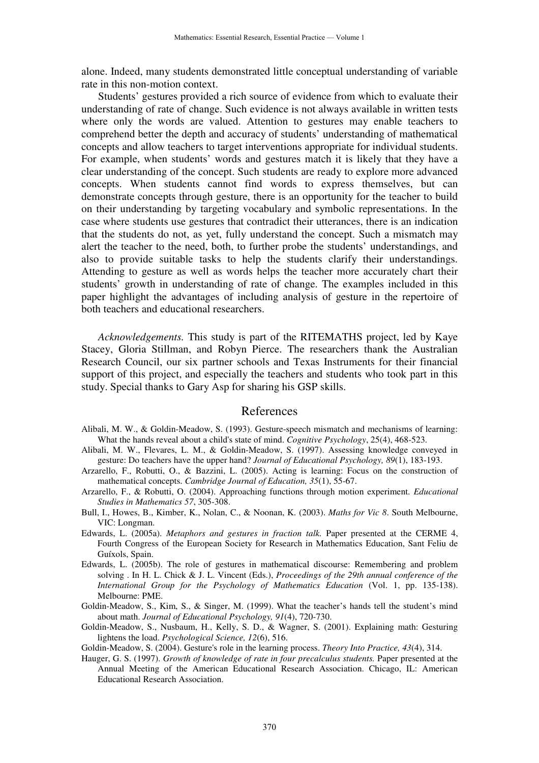alone. Indeed, many students demonstrated little conceptual understanding of variable rate in this non-motion context.

Students' gestures provided a rich source of evidence from which to evaluate their understanding of rate of change. Such evidence is not always available in written tests where only the words are valued. Attention to gestures may enable teachers to comprehend better the depth and accuracy of students' understanding of mathematical concepts and allow teachers to target interventions appropriate for individual students. For example, when students' words and gestures match it is likely that they have a clear understanding of the concept. Such students are ready to explore more advanced concepts. When students cannot find words to express themselves, but can demonstrate concepts through gesture, there is an opportunity for the teacher to build on their understanding by targeting vocabulary and symbolic representations. In the case where students use gestures that contradict their utterances, there is an indication that the students do not, as yet, fully understand the concept. Such a mismatch may alert the teacher to the need, both, to further probe the students' understandings, and also to provide suitable tasks to help the students clarify their understandings. Attending to gesture as well as words helps the teacher more accurately chart their students' growth in understanding of rate of change. The examples included in this paper highlight the advantages of including analysis of gesture in the repertoire of both teachers and educational researchers.

*Acknowledgements.* This study is part of the RITEMATHS project, led by Kaye Stacey, Gloria Stillman, and Robyn Pierce. The researchers thank the Australian Research Council, our six partner schools and Texas Instruments for their financial support of this project, and especially the teachers and students who took part in this study. Special thanks to Gary Asp for sharing his GSP skills.

## References

Alibali, M. W., & Goldin-Meadow, S. (1993). Gesture-speech mismatch and mechanisms of learning: What the hands reveal about a child's state of mind. *Cognitive Psychology*, 25(4), 468-523.

Alibali, M. W., Flevares, L. M., & Goldin-Meadow, S. (1997). Assessing knowledge conveyed in gesture: Do teachers have the upper hand? *Journal of Educational Psychology, 89*(1), 183-193.

Arzarello, F., Robutti, O., & Bazzini, L. (2005). Acting is learning: Focus on the construction of mathematical concepts. *Cambridge Journal of Education, 35*(1), 55-67.

Arzarello, F., & Robutti, O. (2004). Approaching functions through motion experiment. *Educational Studies in Mathematics 57*, 305-308.

Bull, I., Howes, B., Kimber, K., Nolan, C., & Noonan, K. (2003). *Maths for Vic 8*. South Melbourne, VIC: Longman.

Edwards, L. (2005a). *Metaphors and gestures in fraction talk.* Paper presented at the CERME 4, Fourth Congress of the European Society for Research in Mathematics Education, Sant Feliu de Guíxols, Spain.

Edwards, L. (2005b). The role of gestures in mathematical discourse: Remembering and problem solving . In H. L. Chick & J. L. Vincent (Eds.), *Proceedings of the 29th annual conference of the International Group for the Psychology of Mathematics Education* (Vol. 1, pp. 135-138). Melbourne: PME.

Goldin-Meadow, S., Kim, S., & Singer, M. (1999). What the teacher's hands tell the student's mind about math. *Journal of Educational Psychology, 91*(4), 720-730.

Goldin-Meadow, S., Nusbaum, H., Kelly, S. D., & Wagner, S. (2001). Explaining math: Gesturing lightens the load. *Psychological Science, 12*(6), 516.

Goldin-Meadow, S. (2004). Gesture's role in the learning process. *Theory Into Practice, 43*(4), 314.

Hauger, G. S. (1997). *Growth of knowledge of rate in four precalculus students.* Paper presented at the Annual Meeting of the American Educational Research Association. Chicago, IL: American Educational Research Association.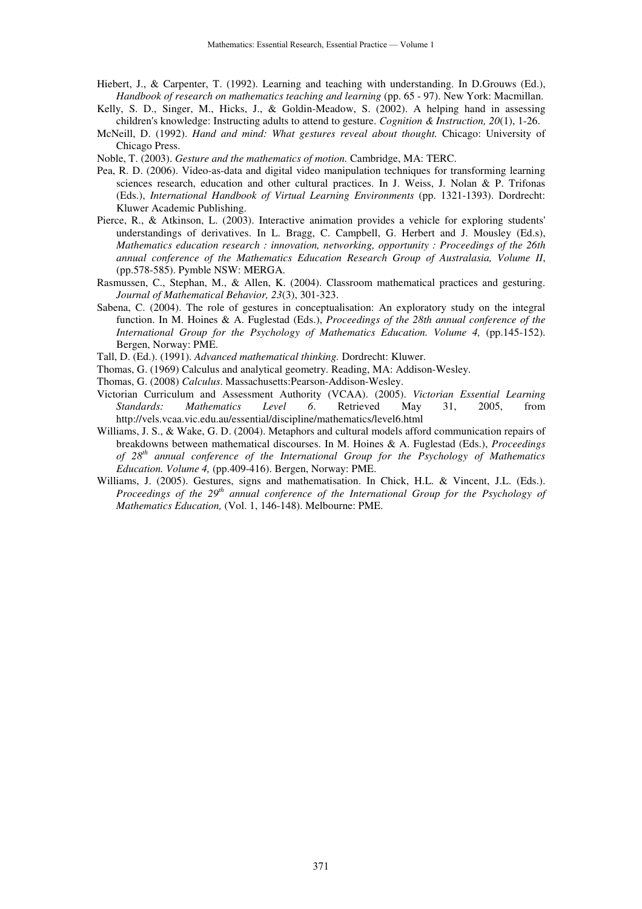Hiebert, J., & Carpenter, T. (1992). Learning and teaching with understanding. In D.Grouws (Ed.), *Handbook of research on mathematics teaching and learning* (pp. 65 - 97). New York: Macmillan.

Kelly, S. D., Singer, M., Hicks, J., & Goldin-Meadow, S. (2002). A helping hand in assessing children's knowledge: Instructing adults to attend to gesture. *Cognition & Instruction, 20*(1), 1-26.

McNeill, D. (1992). *Hand and mind: What gestures reveal about thought.* Chicago: University of Chicago Press.

Noble, T. (2003). *Gesture and the mathematics of motion.* Cambridge, MA: TERC.

Pea, R. D. (2006). Video-as-data and digital video manipulation techniques for transforming learning sciences research, education and other cultural practices. In J. Weiss, J. Nolan & P. Trifonas (Eds.), *International Handbook of Virtual Learning Environments* (pp. 1321-1393). Dordrecht: Kluwer Academic Publishing.

Pierce, R., & Atkinson, L. (2003). Interactive animation provides a vehicle for exploring students' understandings of derivatives. In L. Bragg, C. Campbell, G. Herbert and J. Mousley (Ed.s), *Mathematics education research : innovation, networking, opportunity : Proceedings of the 26th annual conference of the Mathematics Education Research Group of Australasia, Volume II*, (pp.578-585). Pymble NSW: MERGA.

Rasmussen, C., Stephan, M., & Allen, K. (2004). Classroom mathematical practices and gesturing. *Journal of Mathematical Behavior, 23*(3), 301-323.

Sabena, C. (2004). The role of gestures in conceptualisation: An exploratory study on the integral function. In M. Hoines & A. Fuglestad (Eds.), *Proceedings of the 28th annual conference of the International Group for the Psychology of Mathematics Education. Volume 4,* (pp.145-152). Bergen, Norway: PME.

Tall, D. (Ed.). (1991). *Advanced mathematical thinking.* Dordrecht: Kluwer.

Thomas, G. (1969) Calculus and analytical geometry. Reading, MA: Addison-Wesley.

Thomas, G. (2008) *Calculus*. Massachusetts:Pearson-Addison-Wesley.

Victorian Curriculum and Assessment Authority (VCAA). (2005). *Victorian Essential Learning Standards: Mathematics Level 6*. Retrieved May 31, 2005, from http://vels.vcaa.vic.edu.au/essential/discipline/mathematics/level6.html

Williams, J. S., & Wake, G. D. (2004). Metaphors and cultural models afford communication repairs of breakdowns between mathematical discourses. In M. Hoines & A. Fuglestad (Eds.), *Proceedings of 28th annual conference of the International Group for the Psychology of Mathematics Education. Volume 4,* (pp.409-416). Bergen, Norway: PME.

Williams, J. (2005). Gestures, signs and mathematisation. In Chick, H.L. & Vincent, J.L. (Eds.). *Proceedings of the 29th annual conference of the International Group for the Psychology of Mathematics Education,* (Vol. 1, 146-148). Melbourne: PME.